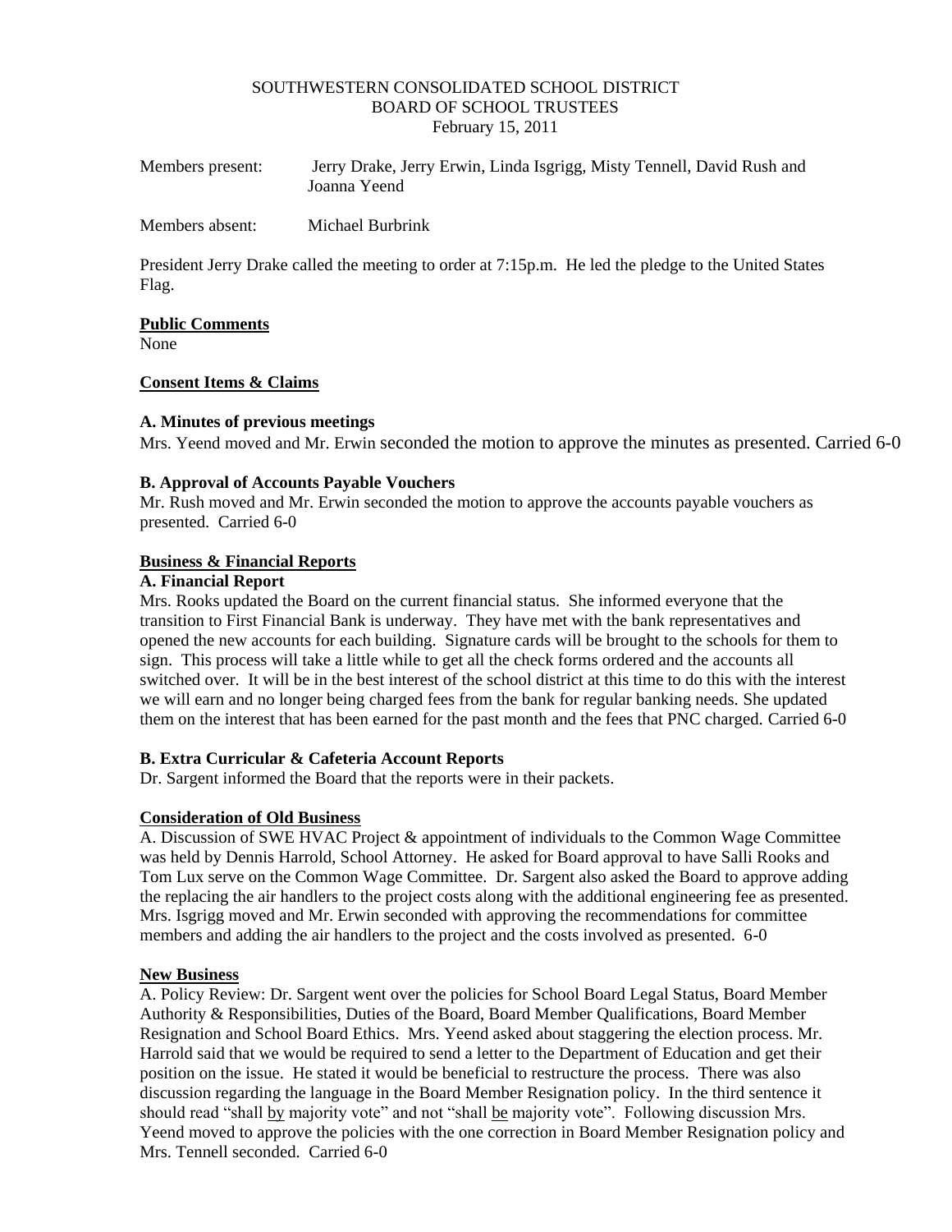# SOUTHWESTERN CONSOLIDATED SCHOOL DISTRICT
## BOARD OF SCHOOL TRUSTEES
February 15, 2011

Members present: Jerry Drake, Jerry Erwin, Linda Isgrigg, Misty Tennell, David Rush and Joanna Yeend

Members absent: Michael Burbrink

President Jerry Drake called the meeting to order at 7:15p.m. He led the pledge to the United States Flag.

**Public Comments**

None

**Consent Items & Claims**

**A. Minutes of previous meetings**

Mrs. Yeend moved and Mr. Erwin seconded the motion to approve the minutes as presented. Carried 6-0

**B. Approval of Accounts Payable Vouchers**

Mr. Rush moved and Mr. Erwin seconded the motion to approve the accounts payable vouchers as presented. Carried 6-0

**Business & Financial Reports**

**A. Financial Report**

Mrs. Rooks updated the Board on the current financial status. She informed everyone that the transition to First Financial Bank is underway. They have met with the bank representatives and opened the new accounts for each building. Signature cards will be brought to the schools for them to sign. This process will take a little while to get all the check forms ordered and the accounts all switched over. It will be in the best interest of the school district at this time to do this with the interest we will earn and no longer being charged fees from the bank for regular banking needs. She updated them on the interest that has been earned for the past month and the fees that PNC charged. Carried 6-0

**B. Extra Curricular & Cafeteria Account Reports**

Dr. Sargent informed the Board that the reports were in their packets.

**Consideration of Old Business**

A. Discussion of SWE HVAC Project & appointment of individuals to the Common Wage Committee was held by Dennis Harrold, School Attorney. He asked for Board approval to have Salli Rooks and Tom Lux serve on the Common Wage Committee. Dr. Sargent also asked the Board to approve adding the replacing the air handlers to the project costs along with the additional engineering fee as presented. Mrs. Isgrigg moved and Mr. Erwin seconded with approving the recommendations for committee members and adding the air handlers to the project and the costs involved as presented. 6-0

**New Business**

A. Policy Review: Dr. Sargent went over the policies for School Board Legal Status, Board Member Authority & Responsibilities, Duties of the Board, Board Member Qualifications, Board Member Resignation and School Board Ethics. Mrs. Yeend asked about staggering the election process. Mr. Harrold said that we would be required to send a letter to the Department of Education and get their position on the issue. He stated it would be beneficial to restructure the process. There was also discussion regarding the language in the Board Member Resignation policy. In the third sentence it should read "shall by majority vote" and not "shall be majority vote". Following discussion Mrs. Yeend moved to approve the policies with the one correction in Board Member Resignation policy and Mrs. Tennell seconded. Carried 6-0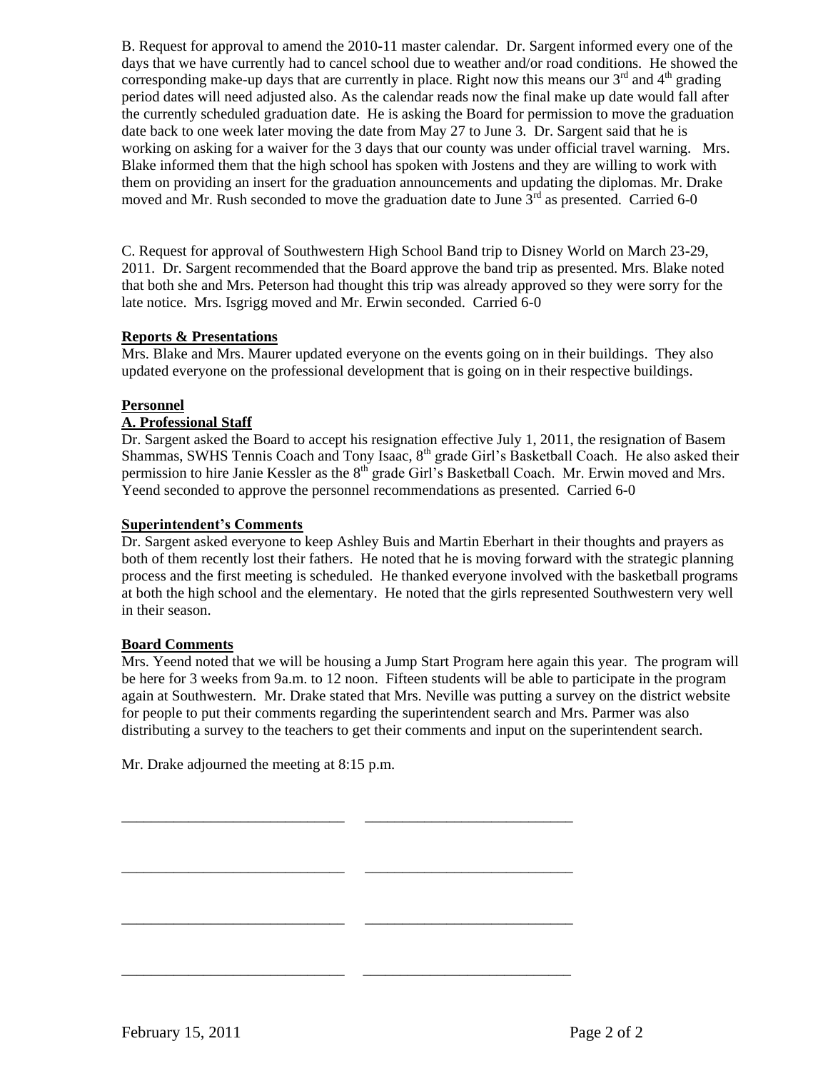B. Request for approval to amend the 2010-11 master calendar. Dr. Sargent informed every one of the days that we have currently had to cancel school due to weather and/or road conditions. He showed the corresponding make-up days that are currently in place. Right now this means our 3rd and 4th grading period dates will need adjusted also. As the calendar reads now the final make up date would fall after the currently scheduled graduation date. He is asking the Board for permission to move the graduation date back to one week later moving the date from May 27 to June 3. Dr. Sargent said that he is working on asking for a waiver for the 3 days that our county was under official travel warning. Mrs. Blake informed them that the high school has spoken with Jostens and they are willing to work with them on providing an insert for the graduation announcements and updating the diplomas. Mr. Drake moved and Mr. Rush seconded to move the graduation date to June 3rd as presented. Carried 6-0

C. Request for approval of Southwestern High School Band trip to Disney World on March 23-29, 2011. Dr. Sargent recommended that the Board approve the band trip as presented. Mrs. Blake noted that both she and Mrs. Peterson had thought this trip was already approved so they were sorry for the late notice. Mrs. Isgrigg moved and Mr. Erwin seconded. Carried 6-0

**Reports & Presentations**

Mrs. Blake and Mrs. Maurer updated everyone on the events going on in their buildings. They also updated everyone on the professional development that is going on in their respective buildings.

**Personnel**

**A. Professional Staff**

Dr. Sargent asked the Board to accept his resignation effective July 1, 2011, the resignation of Basem Shammas, SWHS Tennis Coach and Tony Isaac, 8th grade Girl's Basketball Coach. He also asked their permission to hire Janie Kessler as the 8th grade Girl's Basketball Coach. Mr. Erwin moved and Mrs. Yeend seconded to approve the personnel recommendations as presented. Carried 6-0

**Superintendent's Comments**

Dr. Sargent asked everyone to keep Ashley Buis and Martin Eberhart in their thoughts and prayers as both of them recently lost their fathers. He noted that he is moving forward with the strategic planning process and the first meeting is scheduled. He thanked everyone involved with the basketball programs at both the high school and the elementary. He noted that the girls represented Southwestern very well in their season.

**Board Comments**

Mrs. Yeend noted that we will be housing a Jump Start Program here again this year. The program will be here for 3 weeks from 9a.m. to 12 noon. Fifteen students will be able to participate in the program again at Southwestern. Mr. Drake stated that Mrs. Neville was putting a survey on the district website for people to put their comments regarding the superintendent search and Mrs. Parmer was also distributing a survey to the teachers to get their comments and input on the superintendent search.

Mr. Drake adjourned the meeting at 8:15 p.m.

______________________________ ____________________________

______________________________ ____________________________

______________________________ ____________________________

______________________________ ____________________________

February 15, 2011